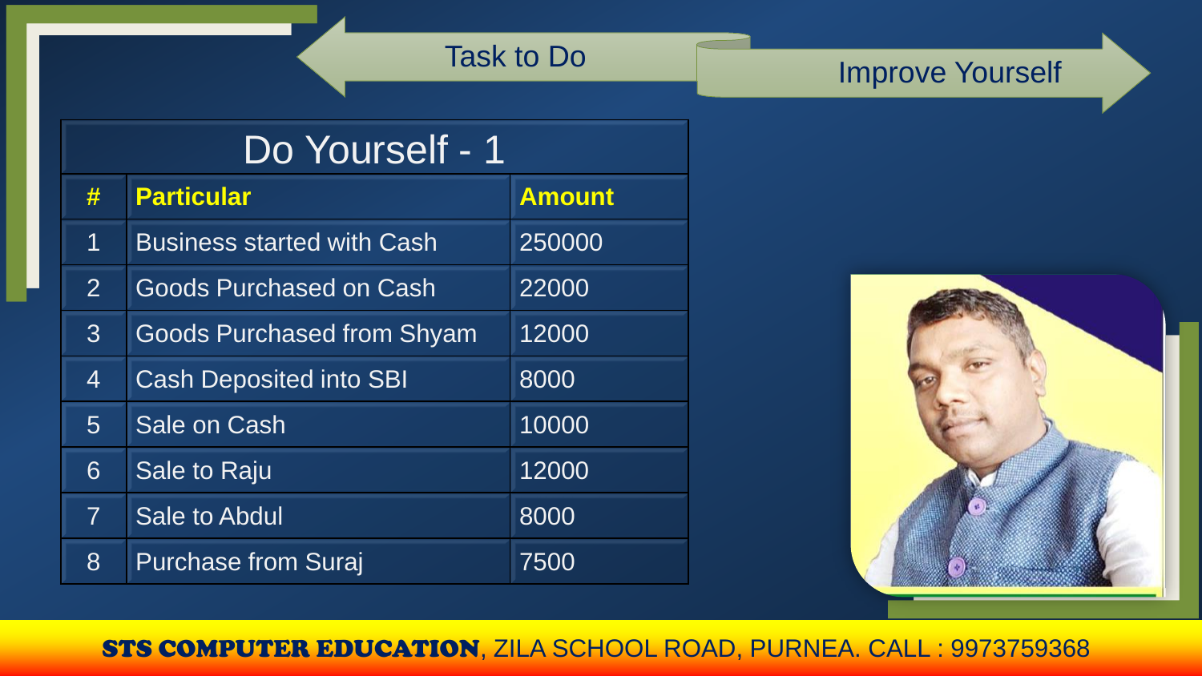Task to Do

Improve Yourself

## Do Yourself - 1

| # | Particular | Amount |
|---|---|---|
| 1 | Business started with Cash | 250000 |
| 2 | Goods Purchased on Cash | 22000 |
| 3 | Goods Purchased from Shyam | 12000 |
| 4 | Cash Deposited into SBI | 8000 |
| 5 | Sale on Cash | 10000 |
| 6 | Sale to Raju | 12000 |
| 7 | Sale to Abdul | 8000 |
| 8 | Purchase from Suraj | 7500 |

**STS COMPUTER EDUCATION**, ZILA SCHOOL ROAD, PURNEA. CALL : 9973759368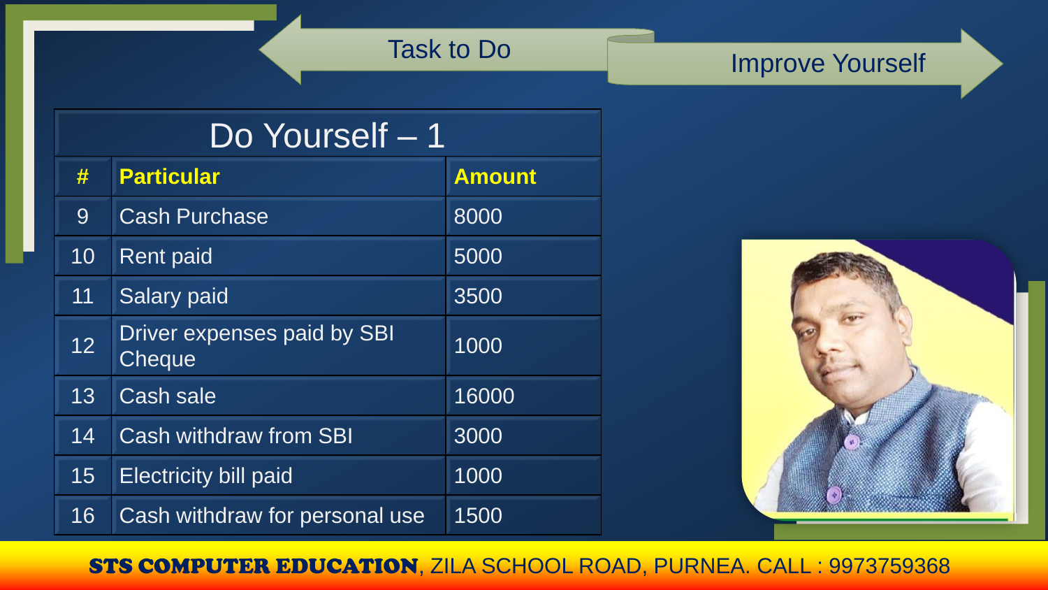Task to Do

Improve Yourself

## Do Yourself – 1

| # | Particular | Amount |
|---|---|---|
| 9 | Cash Purchase | 8000 |
| 10 | Rent paid | 5000 |
| 11 | Salary paid | 3500 |
| 12 | Driver expenses paid by SBI Cheque | 1000 |
| 13 | Cash sale | 16000 |
| 14 | Cash withdraw from SBI | 3000 |
| 15 | Electricity bill paid | 1000 |
| 16 | Cash withdraw for personal use | 1500 |

**STS COMPUTER EDUCATION**, ZILA SCHOOL ROAD, PURNEA. CALL : 9973759368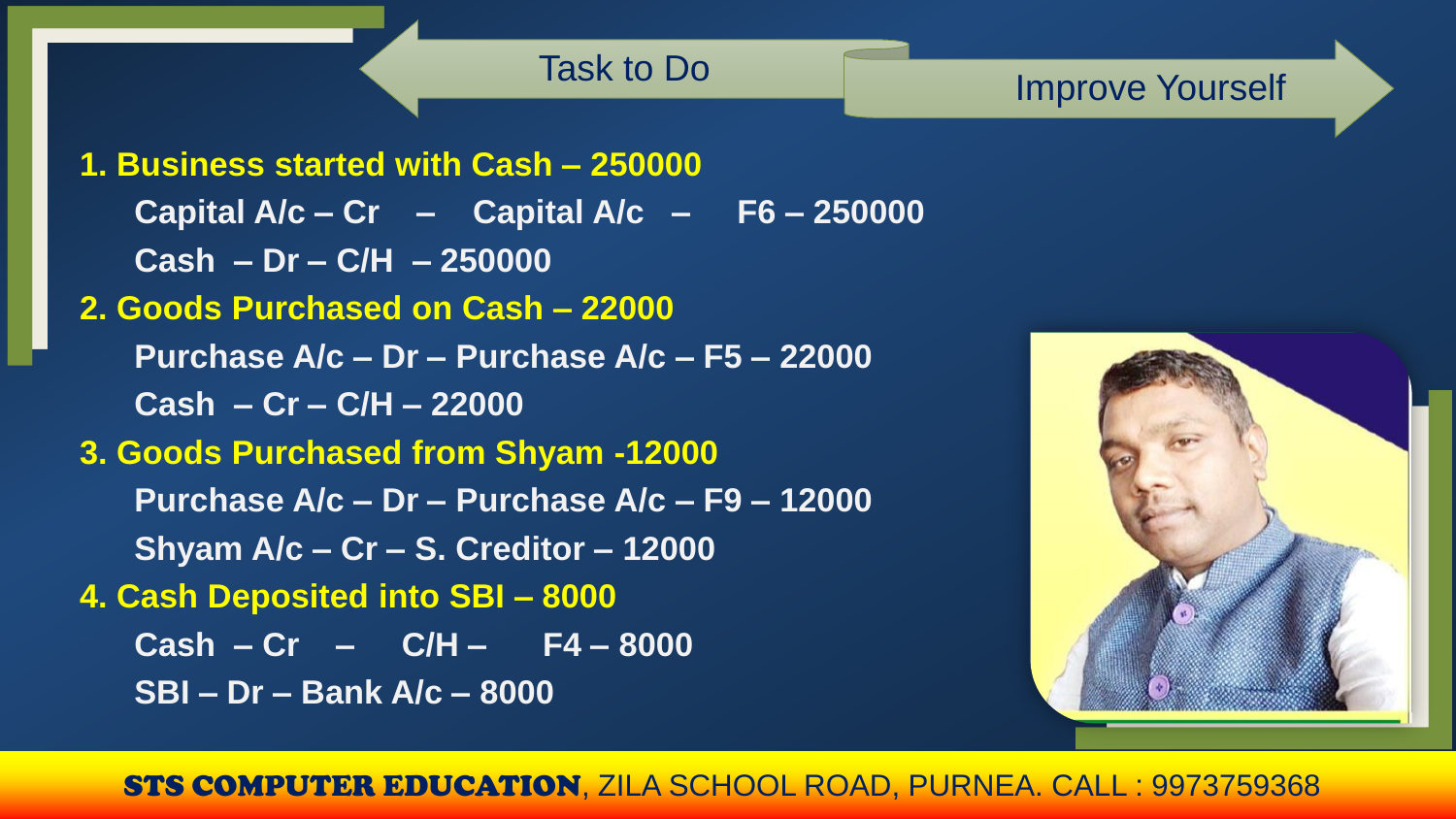Task to Do

Improve Yourself

**1. Business started with Cash – 250000**

**Capital A/c – Cr – Capital A/c – F6 – 250000**

**Cash – Dr – C/H – 250000**

**2. Goods Purchased on Cash – 22000**

**Purchase A/c – Dr – Purchase A/c – F5 – 22000**

**Cash – Cr – C/H – 22000**

**3. Goods Purchased from Shyam -12000**

**Purchase A/c – Dr – Purchase A/c – F9 – 12000**

**Shyam A/c – Cr – S. Creditor – 12000**

**4. Cash Deposited into SBI – 8000**

**Cash – Cr – C/H – F4 – 8000**

**SBI – Dr – Bank A/c – 8000**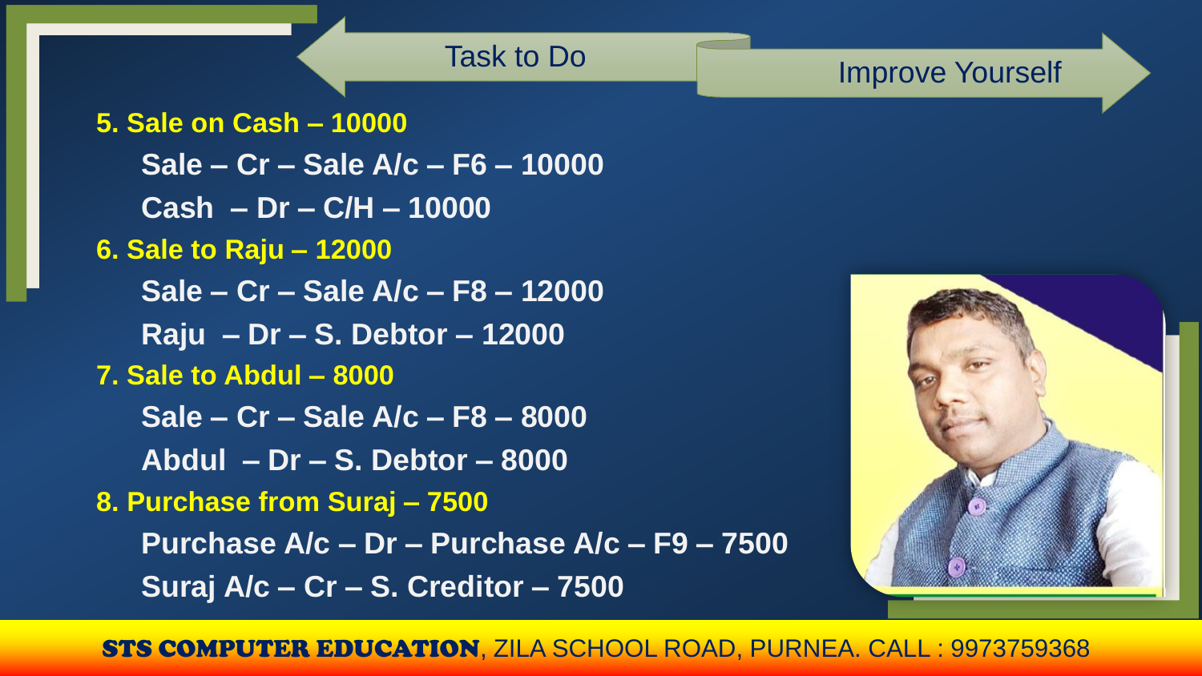Task to Do

Improve Yourself

**5. Sale on Cash – 10000**

**Sale – Cr – Sale A/c – F6 – 10000**

**Cash – Dr – C/H – 10000**

**6. Sale to Raju – 12000**

**Sale – Cr – Sale A/c – F8 – 12000**

**Raju – Dr – S. Debtor – 12000**

**7. Sale to Abdul – 8000**

**Sale – Cr – Sale A/c – F8 – 8000**

**Abdul – Dr – S. Debtor – 8000**

**8. Purchase from Suraj – 7500**

**Purchase A/c – Dr – Purchase A/c – F9 – 7500**

**Suraj A/c – Cr – S. Creditor – 7500**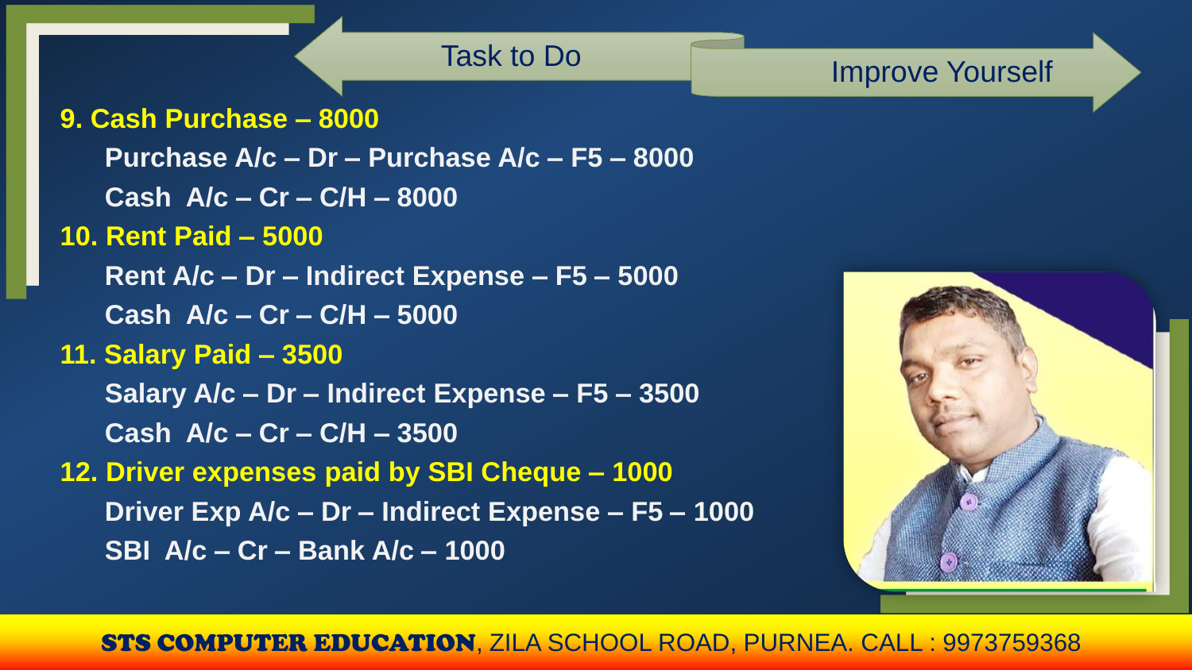Task to Do

Improve Yourself

**9. Cash Purchase – 8000**

**Purchase A/c – Dr – Purchase A/c – F5 – 8000**

**Cash A/c – Cr – C/H – 8000**

**10. Rent Paid – 5000**

**Rent A/c – Dr – Indirect Expense – F5 – 5000**

**Cash A/c – Cr – C/H – 5000**

**11. Salary Paid – 3500**

**Salary A/c – Dr – Indirect Expense – F5 – 3500**

**Cash A/c – Cr – C/H – 3500**

**12. Driver expenses paid by SBI Cheque – 1000**

**Driver Exp A/c – Dr – Indirect Expense – F5 – 1000**

**SBI A/c – Cr – Bank A/c – 1000**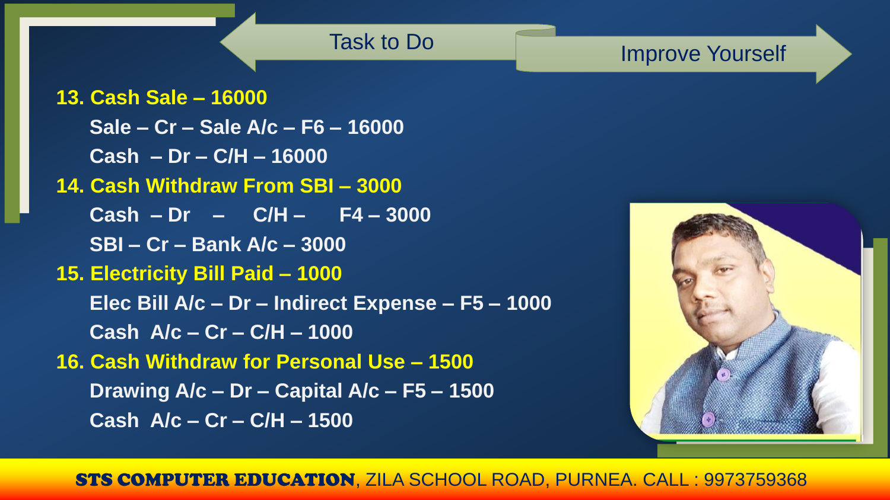Task to Do

Improve Yourself

**13. Cash Sale – 16000**

**Sale – Cr – Sale A/c – F6 – 16000**

**Cash – Dr – C/H – 16000**

**14. Cash Withdraw From SBI – 3000**

**Cash – Dr – C/H – F4 – 3000**

**SBI – Cr – Bank A/c – 3000**

**15. Electricity Bill Paid – 1000**

**Elec Bill A/c – Dr – Indirect Expense – F5 – 1000**

**Cash A/c – Cr – C/H – 1000**

**16. Cash Withdraw for Personal Use – 1500**

**Drawing A/c – Dr – Capital A/c – F5 – 1500**

**Cash A/c – Cr – C/H – 1500**

**STS COMPUTER EDUCATION**, ZILA SCHOOL ROAD, PURNEA. CALL : 9973759368